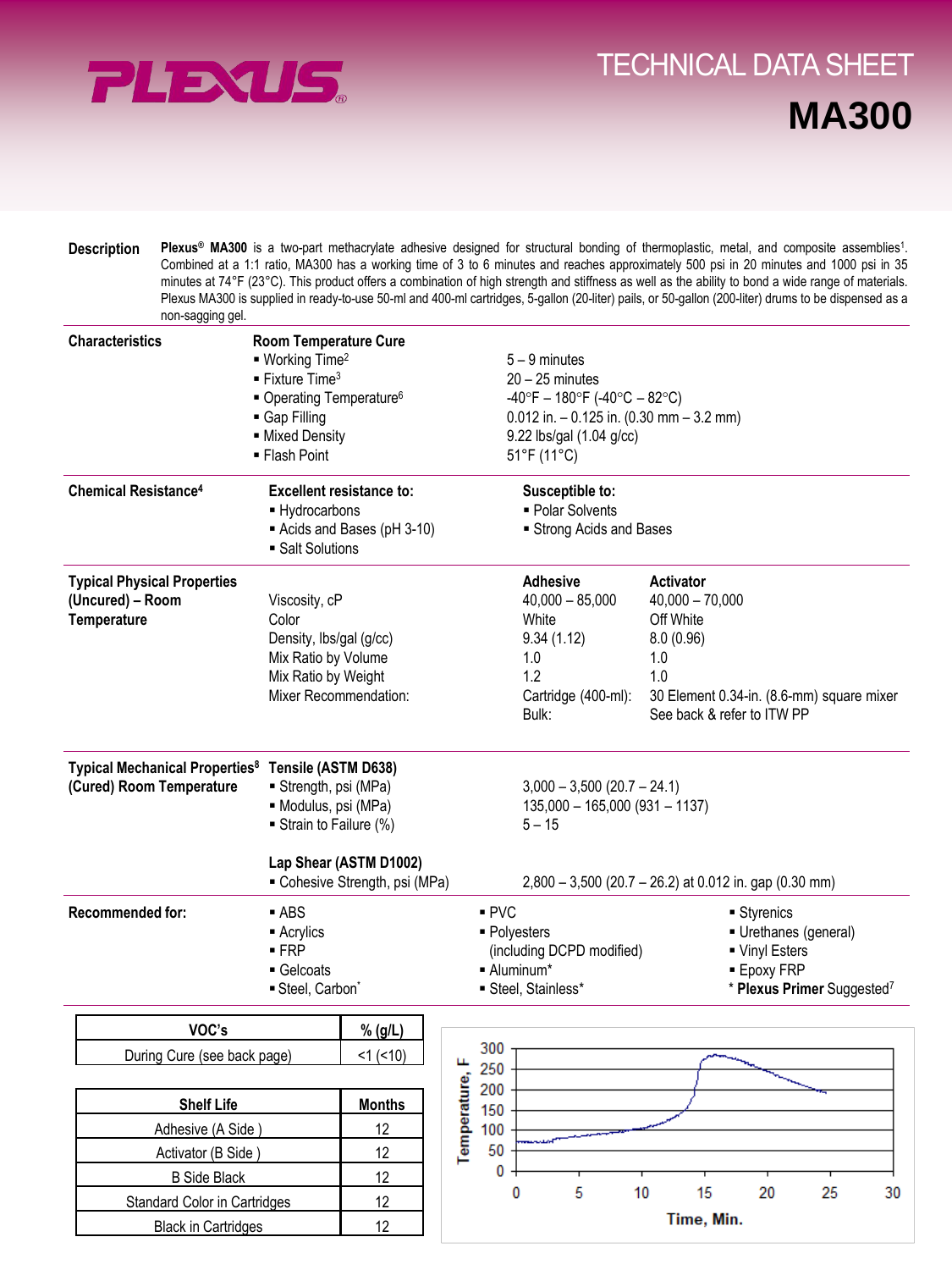PLEXUS®

# TECHNICAL DATA SHEET

# MA300

**Description**

**Plexus® MA300** is a two-part methacrylate adhesive designed for structural bonding of thermoplastic, metal, and composite assemblies[1]. Combined at a 1:1 ratio, MA300 has a working time of 3 to 6 minutes and reaches approximately 500 psi in 20 minutes and 1000 psi in 35 minutes at 74°F (23°C). This product offers a combination of high strength and stiffness as well as the ability to bond a wide range of materials. Plexus MA300 is supplied in ready-to-use 50-ml and 400-ml cartridges, 5-gallon (20-liter) pails, or 50-gallon (200-liter) drums to be dispensed as a non-sagging gel.

**Characteristics**

**Room Temperature Cure**

| | |
|---|---|
| ▪ Working Time[2] | 5 – 9 minutes |
| ▪ Fixture Time[3] | 20 – 25 minutes |
| ▪ Operating Temperature[6] | -40°F – 180°F (-40°C – 82°C) |
| ▪ Gap Filling | 0.012 in. – 0.125 in. (0.30 mm – 3.2 mm) |
| ▪ Mixed Density | 9.22 lbs/gal (1.04 g/cc) |
| ▪ Flash Point | 51°F (11°C) |

**Chemical Resistance[4]**

| **Excellent resistance to:** | **Susceptible to:** |
|---|---|
| ▪ Hydrocarbons | ▪ Polar Solvents |
| ▪ Acids and Bases (pH 3-10) | ▪ Strong Acids and Bases |
| ▪ Salt Solutions | |

**Typical Physical Properties (Uncured) – Room Temperature**

| | **Adhesive** | **Activator** |
|---|---|---|
| Viscosity, cP | 40,000 – 85,000 | 40,000 – 70,000 |
| Color | White | Off White |
| Density, lbs/gal (g/cc) | 9.34 (1.12) | 8.0 (0.96) |
| Mix Ratio by Volume | 1.0 | 1.0 |
| Mix Ratio by Weight | 1.2 | 1.0 |
| Mixer Recommendation: | Cartridge (400-ml): | 30 Element 0.34-in. (8.6-mm) square mixer |
| | Bulk: | See back & refer to ITW PP |

**Typical Mechanical Properties[8] (Cured) Room Temperature**

**Tensile (ASTM D638)**

| | |
|---|---|
| ▪ Strength, psi (MPa) | 3,000 – 3,500 (20.7 – 24.1) |
| ▪ Modulus, psi (MPa) | 135,000 – 165,000 (931 – 1137) |
| ▪ Strain to Failure (%) | 5 – 15 |

**Lap Shear (ASTM D1002)**

| | |
|---|---|
| ▪ Cohesive Strength, psi (MPa) | 2,800 – 3,500 (20.7 – 26.2) at 0.012 in. gap (0.30 mm) |

**Recommended for:**

| | | |
|---|---|---|
| ▪ ABS | ▪ PVC | ▪ Styrenics |
| ▪ Acrylics | ▪ Polyesters (including DCPD modified) | ▪ Urethanes (general) |
| ▪ FRP | | ▪ Vinyl Esters |
| ▪ Gelcoats | ▪ Aluminum* | ▪ Epoxy FRP |
| ▪ Steel, Carbon* | ▪ Steel, Stainless* | * **Plexus Primer** Suggested[7] |

| VOC's | % (g/L) |
|---|---|
| During Cure (see back page) | <1 (<10) |

| Shelf Life | Months |
|---|---|
| Adhesive (A Side ) | 12 |
| Activator (B Side ) | 12 |
| B Side Black | 12 |
| Standard Color in Cartridges | 12 |
| Black in Cartridges | 12 |

Temperature, F vs. Time, Min.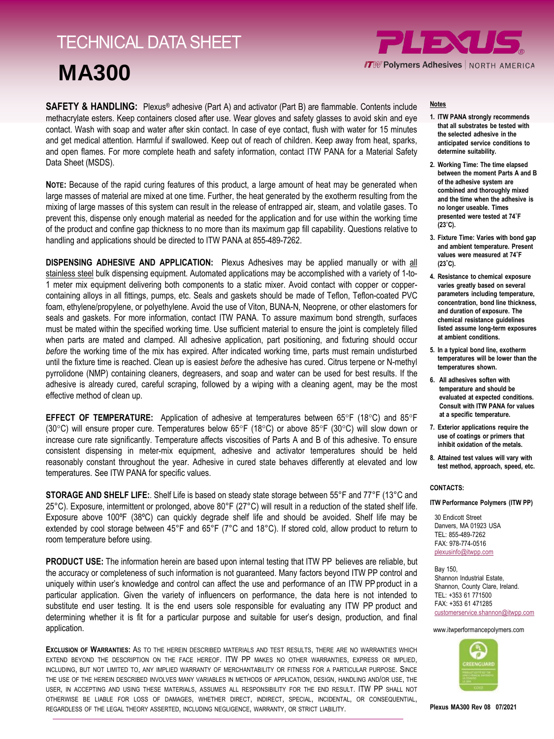# TECHNICAL DATA SHEET

# MA300

**SAFETY & HANDLING:** Plexus® adhesive (Part A) and activator (Part B) are flammable. Contents include methacrylate esters. Keep containers closed after use. Wear gloves and safety glasses to avoid skin and eye contact. Wash with soap and water after skin contact. In case of eye contact, flush with water for 15 minutes and get medical attention. Harmful if swallowed. Keep out of reach of children. Keep away from heat, sparks, and open flames. For more complete heath and safety information, contact ITW PANA for a Material Safety Data Sheet (MSDS).

**NOTE:** Because of the rapid curing features of this product, a large amount of heat may be generated when large masses of material are mixed at one time. Further, the heat generated by the exotherm resulting from the mixing of large masses of this system can result in the release of entrapped air, steam, and volatile gases. To prevent this, dispense only enough material as needed for the application and for use within the working time of the product and confine gap thickness to no more than its maximum gap fill capability. Questions relative to handling and applications should be directed to ITW PANA at 855-489-7262.

**DISPENSING ADHESIVE AND APPLICATION:** Plexus Adhesives may be applied manually or with all stainless steel bulk dispensing equipment. Automated applications may be accomplished with a variety of 1-to-1 meter mix equipment delivering both components to a static mixer. Avoid contact with copper or copper-containing alloys in all fittings, pumps, etc. Seals and gaskets should be made of Teflon, Teflon-coated PVC foam, ethylene/propylene, or polyethylene. Avoid the use of Viton, BUNA-N, Neoprene, or other elastomers for seals and gaskets. For more information, contact ITW PANA. To assure maximum bond strength, surfaces must be mated within the specified working time. Use sufficient material to ensure the joint is completely filled when parts are mated and clamped. All adhesive application, part positioning, and fixturing should occur *before* the working time of the mix has expired. After indicated working time, parts must remain undisturbed until the fixture time is reached. Clean up is easiest *before* the adhesive has cured. Citrus terpene or N-methyl pyrrolidone (NMP) containing cleaners, degreasers, and soap and water can be used for best results. If the adhesive is already cured, careful scraping, followed by a wiping with a cleaning agent, may be the most effective method of clean up.

**EFFECT OF TEMPERATURE:** Application of adhesive at temperatures between 65°F (18°C) and 85°F (30°C) will ensure proper cure. Temperatures below 65°F (18°C) or above 85°F (30°C) will slow down or increase cure rate significantly. Temperature affects viscosities of Parts A and B of this adhesive. To ensure consistent dispensing in meter-mix equipment, adhesive and activator temperatures should be held reasonably constant throughout the year. Adhesive in cured state behaves differently at elevated and low temperatures. See ITW PANA for specific values.

**STORAGE AND SHELF LIFE:**. Shelf Life is based on steady state storage between 55°F and 77°F (13°C and 25°C). Exposure, intermittent or prolonged, above 80°F (27°C) will result in a reduction of the stated shelf life. Exposure above 100ºF (38ºC) can quickly degrade shelf life and should be avoided. Shelf life may be extended by cool storage between 45°F and 65°F (7°C and 18°C). If stored cold, allow product to return to room temperature before using.

**PRODUCT USE:** The information herein are based upon internal testing that ITW PP believes are reliable, but the accuracy or completeness of such information is not guaranteed. Many factors beyond ITW PP control and uniquely within user's knowledge and control can affect the use and performance of an ITW PP product in a particular application. Given the variety of influencers on performance, the data here is not intended to substitute end user testing. It is the end users sole responsible for evaluating any ITW PP product and determining whether it is fit for a particular purpose and suitable for user's design, production, and final application.

**EXCLUSION OF WARRANTIES:** AS TO THE HEREIN DESCRIBED MATERIALS AND TEST RESULTS, THERE ARE NO WARRANTIES WHICH EXTEND BEYOND THE DESCRIPTION ON THE FACE HEREOF. ITW PP MAKES NO OTHER WARRANTIES, EXPRESS OR IMPLIED, INCLUDING, BUT NOT LIMITED TO, ANY IMPLIED WARRANTY OF MERCHANTABILITY OR FITNESS FOR A PARTICULAR PURPOSE. SINCE THE USE OF THE HEREIN DESCRIBED INVOLVES MANY VARIABLES IN METHODS OF APPLICATION, DESIGN, HANDLING AND/OR USE, THE USER, IN ACCEPTING AND USING THESE MATERIALS, ASSUMES ALL RESPONSIBILITY FOR THE END RESULT. ITW PP SHALL NOT OTHERWISE BE LIABLE FOR LOSS OF DAMAGES, WHETHER DIRECT, INDIRECT, SPECIAL, INCIDENTAL, OR CONSEQUENTIAL, REGARDLESS OF THE LEGAL THEORY ASSERTED, INCLUDING NEGLIGENCE, WARRANTY, OR STRICT LIABILITY.

**Notes**

1. **ITW PANA strongly recommends that all substrates be tested with the selected adhesive in the anticipated service conditions to determine suitability.**
2. **Working Time: The time elapsed between the moment Parts A and B of the adhesive system are combined and thoroughly mixed and the time when the adhesive is no longer useable. Times presented were tested at 74˚F (23˚C).**
3. **Fixture Time: Varies with bond gap and ambient temperature. Present values were measured at 74˚F (23˚C).**
4. **Resistance to chemical exposure varies greatly based on several parameters including temperature, concentration, bond line thickness, and duration of exposure. The chemical resistance guidelines listed assume long-term exposures at ambient conditions.**
5. **In a typical bond line, exotherm temperatures will be lower than the temperatures shown.**
6. **All adhesives soften with temperature and should be evaluated at expected conditions. Consult with ITW PANA for values at a specific temperature.**
7. **Exterior applications require the use of coatings or primers that inhibit oxidation of the metals.**
8. **Attained test values will vary with test method, approach, speed, etc.**

**CONTACTS:**

**ITW Performance Polymers (ITW PP)**

30 Endicott Street
Danvers, MA 01923 USA
TEL: 855-489-7262
FAX: 978-774-0516
plexusinfo@itwpp.com

Bay 150,
Shannon Industrial Estate,
Shannon, County Clare, Ireland.
TEL: +353 61 771500
FAX: +353 61 471285
customerservice.shannon@itwpp.com

www.itwperformancepolymers.com

**Plexus MA300 Rev 08 07/2021**